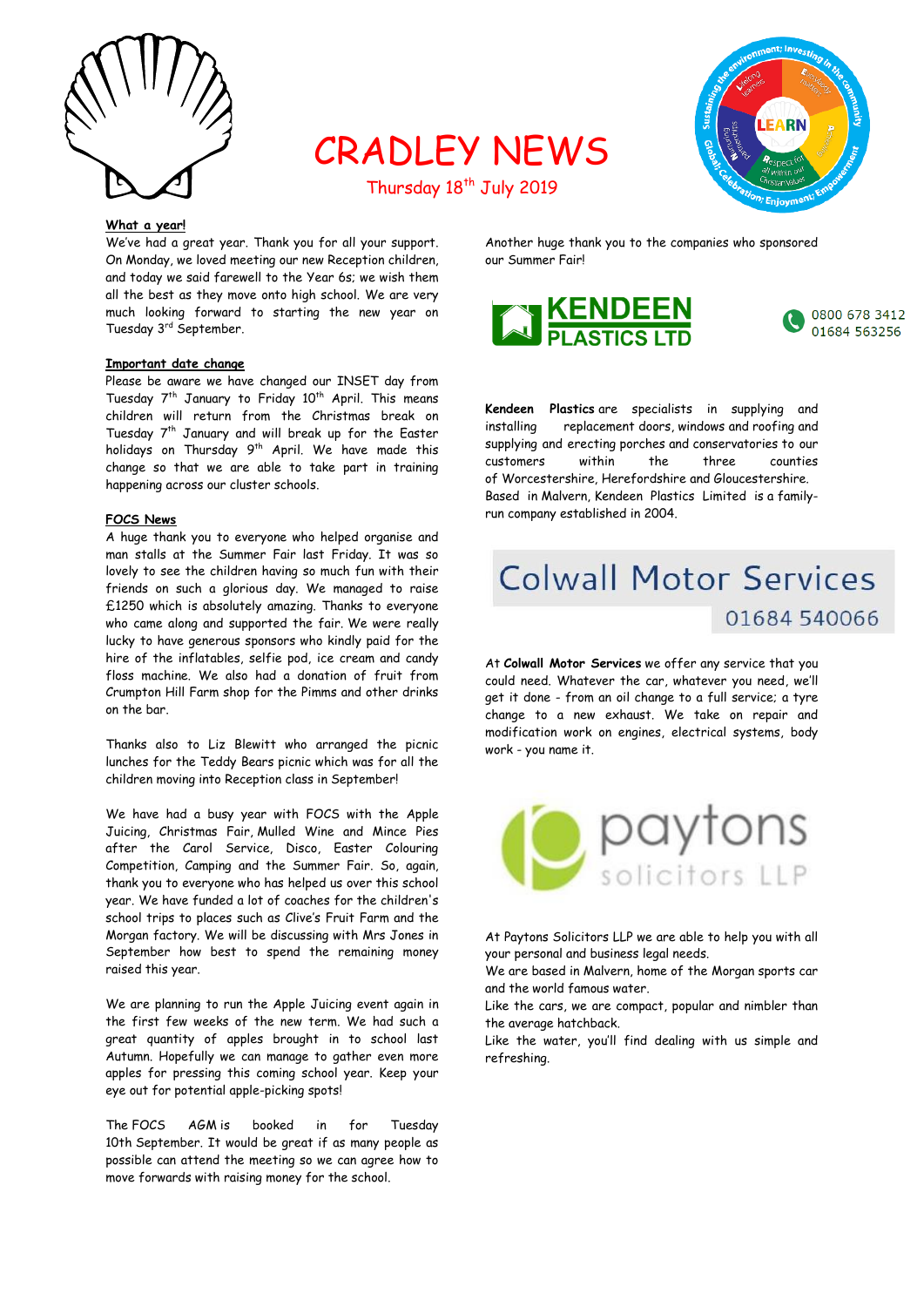# CRADLEY NEWS

Thursday 18th July 2019

**What a year!**

We've had a great year. Thank you for all your support. On Monday, we loved meeting our new Reception children, and today we said farewell to the Year 6s; we wish them all the best as they move onto high school. We are very much looking forward to starting the new year on Tuesday 3rd September.

**Important date change**

Please be aware we have changed our INSET day from Tuesday 7th January to Friday 10th April. This means children will return from the Christmas break on Tuesday 7th January and will break up for the Easter holidays on Thursday 9th April. We have made this change so that we are able to take part in training happening across our cluster schools.

**FOCS News**

A huge thank you to everyone who helped organise and man stalls at the Summer Fair last Friday. It was so lovely to see the children having so much fun with their friends on such a glorious day. We managed to raise £1250 which is absolutely amazing. Thanks to everyone who came along and supported the fair. We were really lucky to have generous sponsors who kindly paid for the hire of the inflatables, selfie pod, ice cream and candy floss machine. We also had a donation of fruit from Crumpton Hill Farm shop for the Pimms and other drinks on the bar.

Thanks also to Liz Blewitt who arranged the picnic lunches for the Teddy Bears picnic which was for all the children moving into Reception class in September!

We have had a busy year with FOCS with the Apple Juicing, Christmas Fair, Mulled Wine and Mince Pies after the Carol Service, Disco, Easter Colouring Competition, Camping and the Summer Fair. So, again, thank you to everyone who has helped us over this school year. We have funded a lot of coaches for the children's school trips to places such as Clive's Fruit Farm and the Morgan factory. We will be discussing with Mrs Jones in September how best to spend the remaining money raised this year.

We are planning to run the Apple Juicing event again in the first few weeks of the new term. We had such a great quantity of apples brought in to school last Autumn. Hopefully we can manage to gather even more apples for pressing this coming school year. Keep your eye out for potential apple-picking spots!

The FOCS AGM is booked in for Tuesday 10th September. It would be great if as many people as possible can attend the meeting so we can agree how to move forwards with raising money for the school.

Another huge thank you to the companies who sponsored our Summer Fair!

**KENDEEN PLASTICS LTD**

0800 678 3412
01684 563256

**Kendeen Plastics** are specialists in supplying and installing replacement doors, windows and roofing and supplying and erecting porches and conservatories to our customers within the three counties of Worcestershire, Herefordshire and Gloucestershire. Based in Malvern, Kendeen Plastics Limited is a family-run company established in 2004.

**Colwall Motor Services**

01684 540066

At **Colwall Motor Services** we offer any service that you could need. Whatever the car, whatever you need, we'll get it done - from an oil change to a full service; a tyre change to a new exhaust. We take on repair and modification work on engines, electrical systems, body work - you name it.

**paytons solicitors LLP**

At Paytons Solicitors LLP we are able to help you with all your personal and business legal needs.
We are based in Malvern, home of the Morgan sports car and the world famous water.
Like the cars, we are compact, popular and nimbler than the average hatchback.
Like the water, you'll find dealing with us simple and refreshing.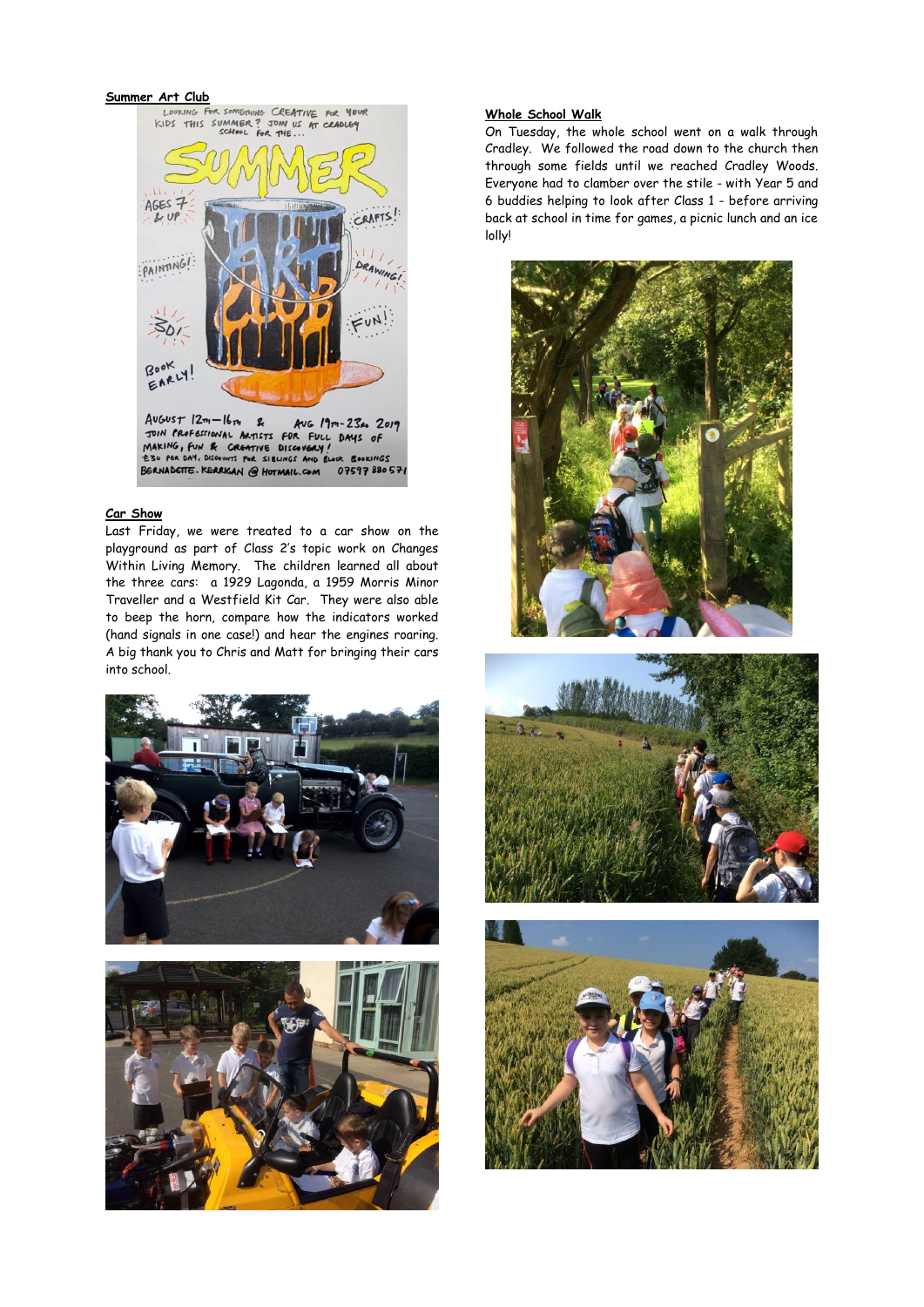**Summer Art Club**

**Car Show**

Last Friday, we were treated to a car show on the playground as part of Class 2's topic work on Changes Within Living Memory. The children learned all about the three cars: a 1929 Lagonda, a 1959 Morris Minor Traveller and a Westfield Kit Car. They were also able to beep the horn, compare how the indicators worked (hand signals in one case!) and hear the engines roaring. A big thank you to Chris and Matt for bringing their cars into school.

**Whole School Walk**

On Tuesday, the whole school went on a walk through Cradley. We followed the road down to the church then through some fields until we reached Cradley Woods. Everyone had to clamber over the stile - with Year 5 and 6 buddies helping to look after Class 1 - before arriving back at school in time for games, a picnic lunch and an ice lolly!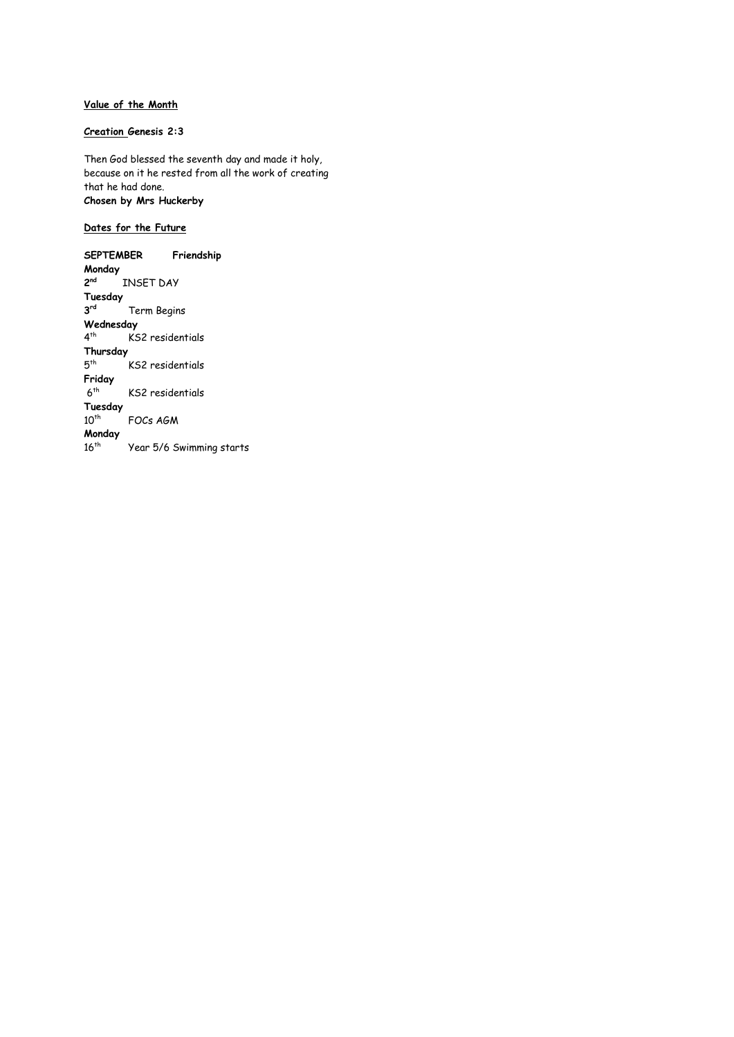**Value of the Month**

**Creation Genesis 2:3**

Then God blessed the seventh day and made it holy, because on it he rested from all the work of creating that he had done.
**Chosen by Mrs Huckerby**

**Dates for the Future**

**SEPTEMBER** **Friendship**

**Monday**
**2nd** INSET DAY

**Tuesday**
**3rd** Term Begins

**Wednesday**
4th KS2 residentials

**Thursday**
5th KS2 residentials

**Friday**
6th KS2 residentials

**Tuesday**
10th FOCs AGM

**Monday**
16th Year 5/6 Swimming starts